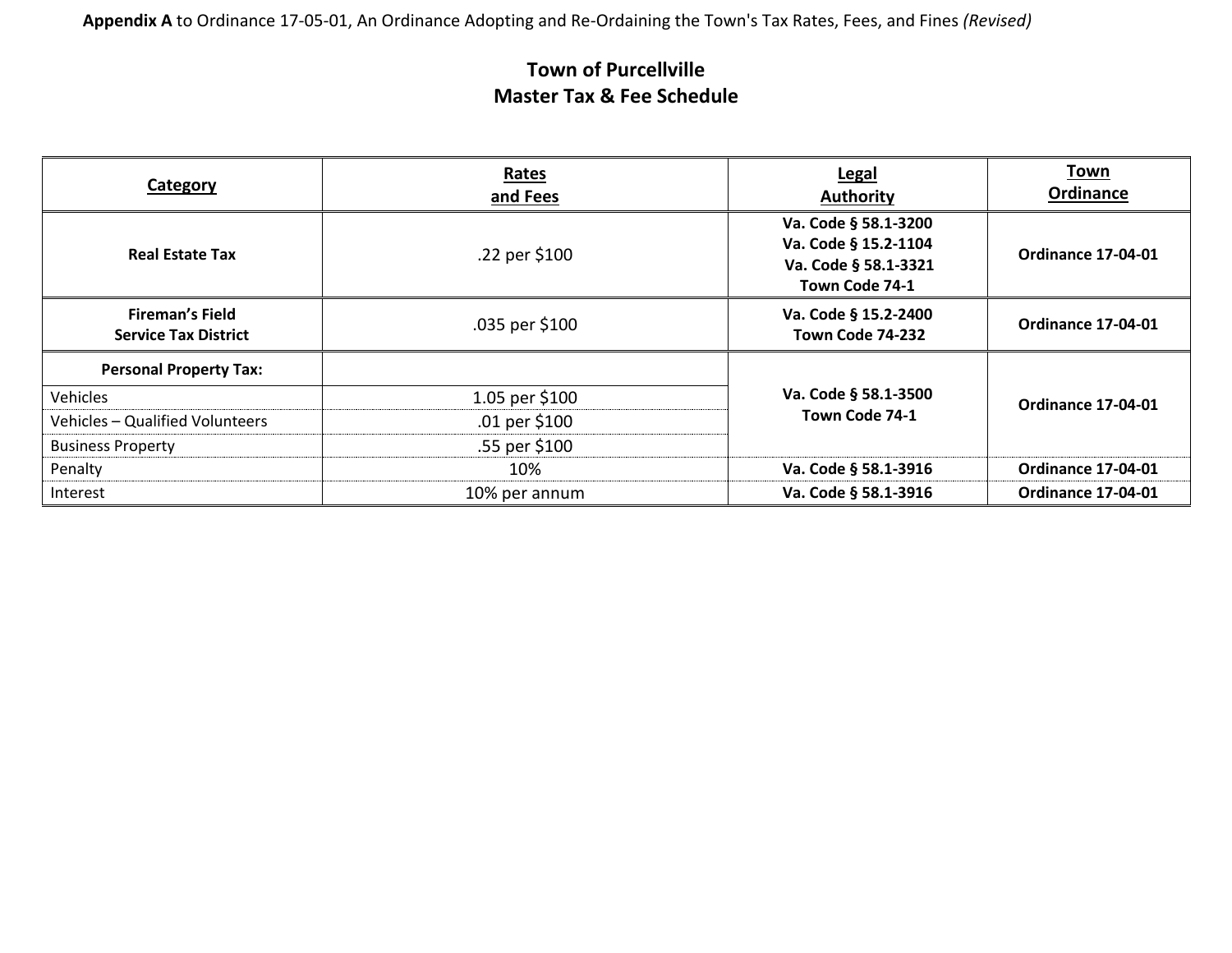**Appendix A** to Ordinance 17-05-01, An Ordinance Adopting and Re-Ordaining the Town's Tax Rates, Fees, and Fines *(Revised)*

# Town of Purcellville
## Master Tax & Fee Schedule

| Category | Rates and Fees | Legal Authority | Town Ordinance |
|---|---|---|---|
| **Real Estate Tax** | .22 per $100 | **Va. Code § 58.1-3200**<br>**Va. Code § 15.2-1104**<br>**Va. Code § 58.1-3321**<br>**Town Code 74-1** | **Ordinance 17-04-01** |
| **Fireman's Field Service Tax District** | .035 per $100 | **Va. Code § 15.2-2400**<br>**Town Code 74-232** | **Ordinance 17-04-01** |
| **Personal Property Tax:** | | **Va. Code § 58.1-3500**<br>**Town Code 74-1** | **Ordinance 17-04-01** |
| Vehicles | 1.05 per $100 | | |
| Vehicles – Qualified Volunteers | .01 per $100 | | |
| Business Property | .55 per $100 | | |
| Penalty | 10% | **Va. Code § 58.1-3916** | **Ordinance 17-04-01** |
| Interest | 10% per annum | **Va. Code § 58.1-3916** | **Ordinance 17-04-01** |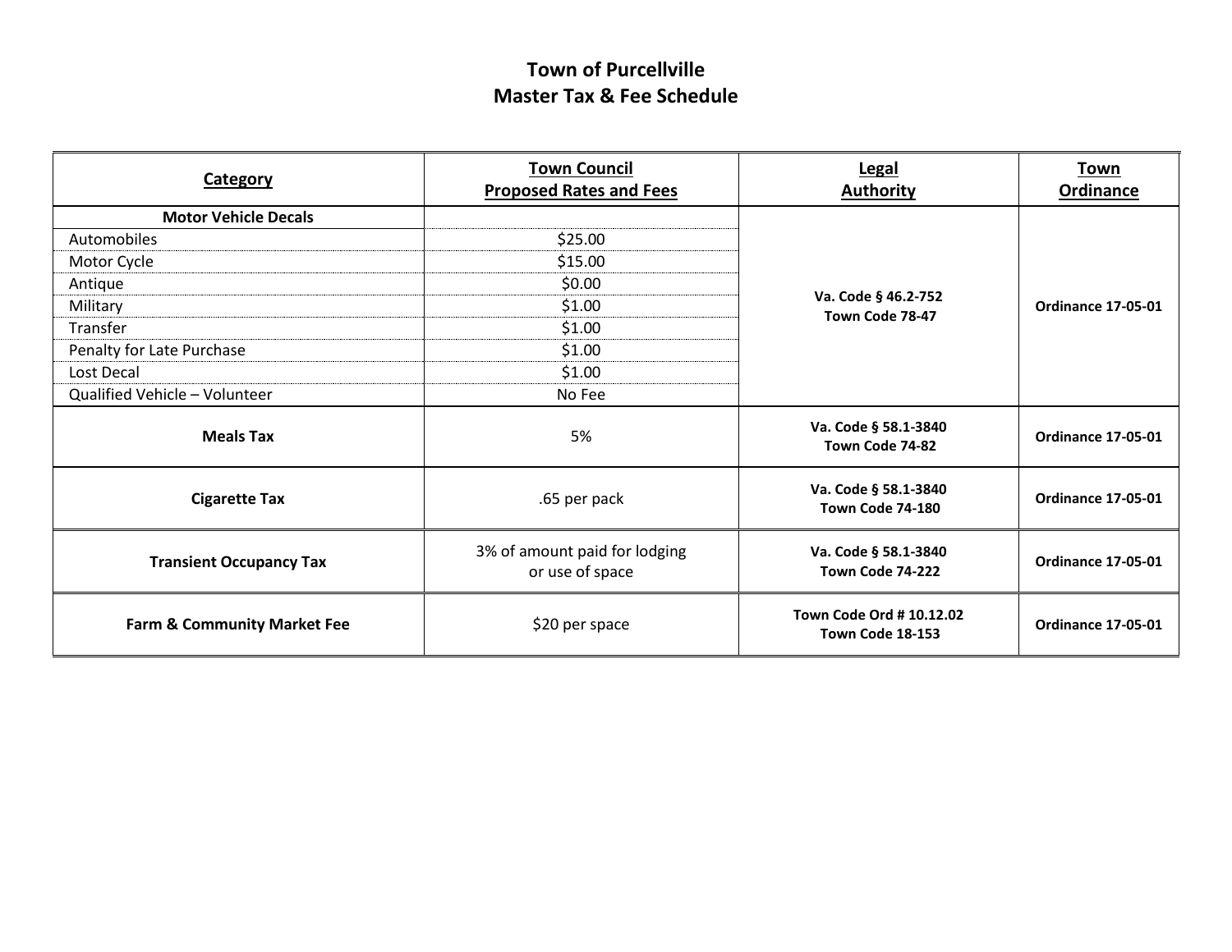# Town of Purcellville
## Master Tax & Fee Schedule

| Category | Town Council Proposed Rates and Fees | Legal Authority | Town Ordinance |
|---|---|---|---|
| **Motor Vehicle Decals** | | **Va. Code § 46.2-752 Town Code 78-47** | **Ordinance 17-05-01** |
| Automobiles | $25.00 | | |
| Motor Cycle | $15.00 | | |
| Antique | $0.00 | | |
| Military | $1.00 | | |
| Transfer | $1.00 | | |
| Penalty for Late Purchase | $1.00 | | |
| Lost Decal | $1.00 | | |
| Qualified Vehicle – Volunteer | No Fee | | |
| **Meals Tax** | 5% | **Va. Code § 58.1-3840 Town Code 74-82** | **Ordinance 17-05-01** |
| **Cigarette Tax** | .65 per pack | **Va. Code § 58.1-3840 Town Code 74-180** | **Ordinance 17-05-01** |
| **Transient Occupancy Tax** | 3% of amount paid for lodging or use of space | **Va. Code § 58.1-3840 Town Code 74-222** | **Ordinance 17-05-01** |
| **Farm & Community Market Fee** | $20 per space | **Town Code Ord # 10.12.02 Town Code 18-153** | **Ordinance 17-05-01** |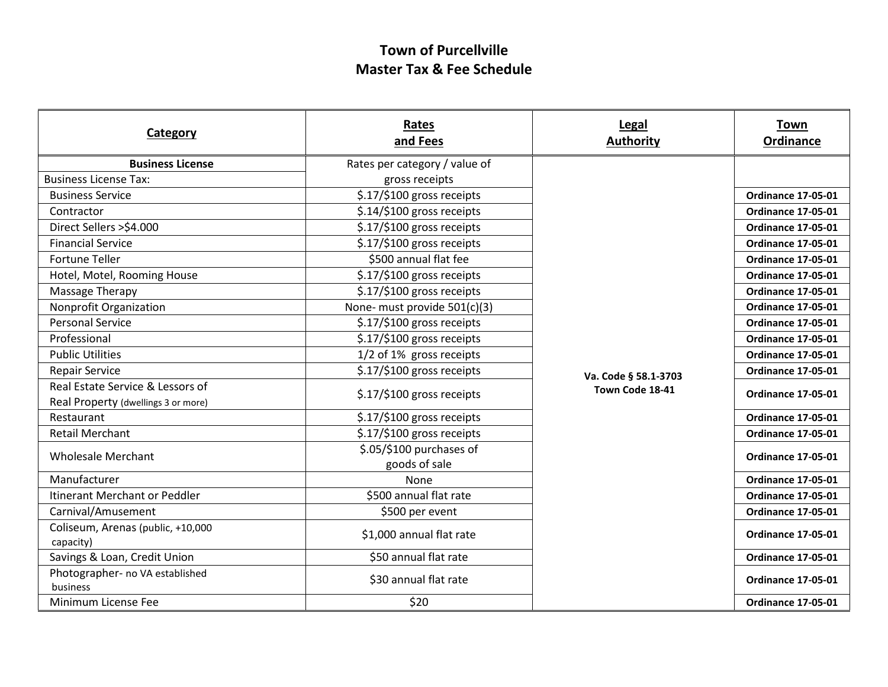# Town of Purcellville
## Master Tax & Fee Schedule

| Category | Rates and Fees | Legal Authority | Town Ordinance |
|---|---|---|---|
| **Business License** | Rates per category / value of gross receipts | Va. Code § 58.1-3703 Town Code 18-41 | |
| Business License Tax: | | | |
| Business Service | $.17/$100 gross receipts | | **Ordinance 17-05-01** |
| Contractor | $.14/$100 gross receipts | | **Ordinance 17-05-01** |
| Direct Sellers >$4.000 | $.17/$100 gross receipts | | **Ordinance 17-05-01** |
| Financial Service | $.17/$100 gross receipts | | **Ordinance 17-05-01** |
| Fortune Teller | $500 annual flat fee | | **Ordinance 17-05-01** |
| Hotel, Motel, Rooming House | $.17/$100 gross receipts | | **Ordinance 17-05-01** |
| Massage Therapy | $.17/$100 gross receipts | | **Ordinance 17-05-01** |
| Nonprofit Organization | None- must provide 501(c)(3) | | **Ordinance 17-05-01** |
| Personal Service | $.17/$100 gross receipts | | **Ordinance 17-05-01** |
| Professional | $.17/$100 gross receipts | | **Ordinance 17-05-01** |
| Public Utilities | 1/2 of 1% gross receipts | | **Ordinance 17-05-01** |
| Repair Service | $.17/$100 gross receipts | | **Ordinance 17-05-01** |
| Real Estate Service & Lessors of Real Property (dwellings 3 or more) | $.17/$100 gross receipts | | **Ordinance 17-05-01** |
| Restaurant | $.17/$100 gross receipts | | **Ordinance 17-05-01** |
| Retail Merchant | $.17/$100 gross receipts | | **Ordinance 17-05-01** |
| Wholesale Merchant | $.05/$100 purchases of goods of sale | | **Ordinance 17-05-01** |
| Manufacturer | None | | **Ordinance 17-05-01** |
| Itinerant Merchant or Peddler | $500 annual flat rate | | **Ordinance 17-05-01** |
| Carnival/Amusement | $500 per event | | **Ordinance 17-05-01** |
| Coliseum, Arenas (public, +10,000 capacity) | $1,000 annual flat rate | | **Ordinance 17-05-01** |
| Savings & Loan, Credit Union | $50 annual flat rate | | **Ordinance 17-05-01** |
| Photographer- no VA established business | $30 annual flat rate | | **Ordinance 17-05-01** |
| Minimum License Fee | $20 | | **Ordinance 17-05-01** |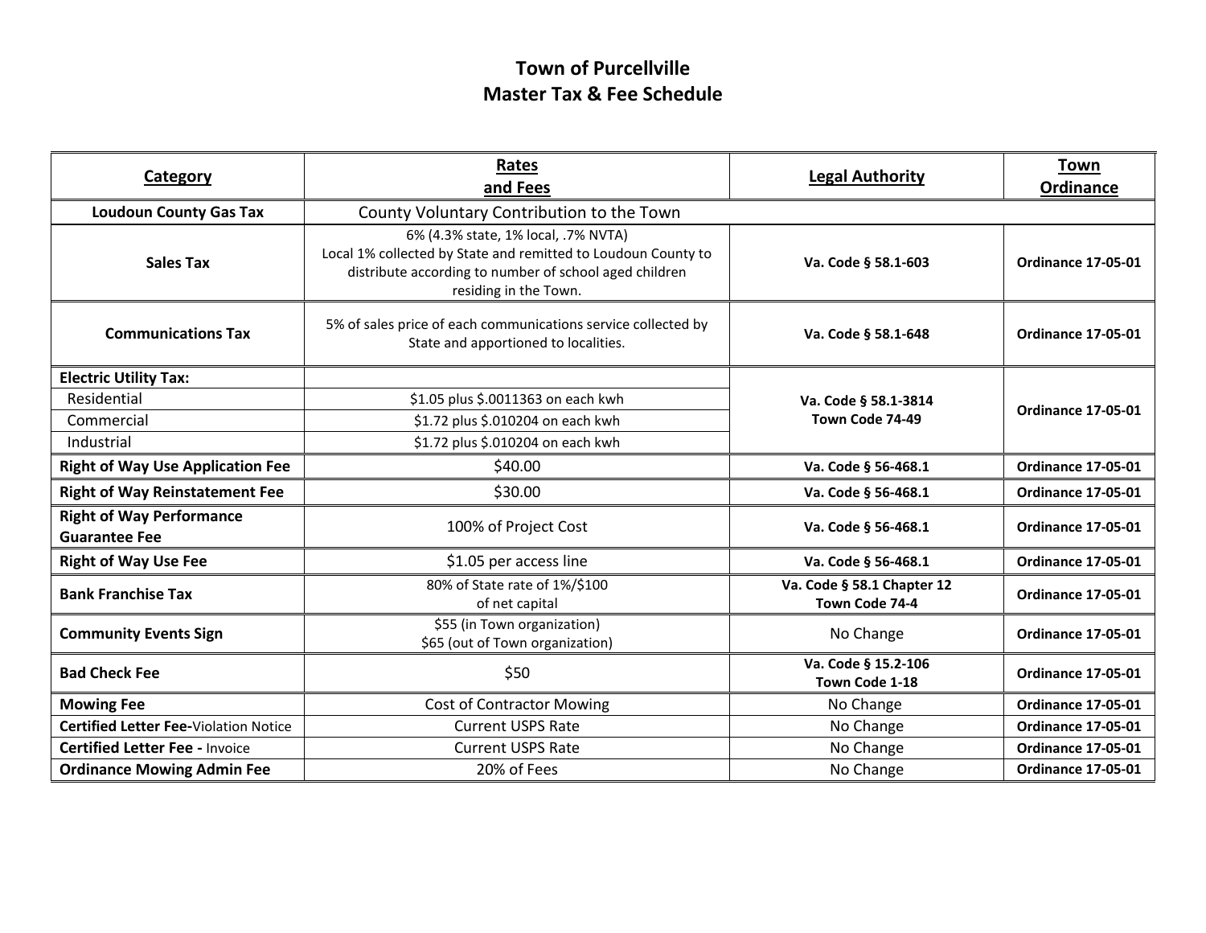# Town of Purcellville
## Master Tax & Fee Schedule

| Category | Rates and Fees | Legal Authority | Town Ordinance |
|---|---|---|---|
| **Loudoun County Gas Tax** | County Voluntary Contribution to the Town | | |
| **Sales Tax** | 6% (4.3% state, 1% local, .7% NVTA)<br>Local 1% collected by State and remitted to Loudoun County to distribute according to number of school aged children residing in the Town. | **Va. Code § 58.1-603** | **Ordinance 17-05-01** |
| **Communications Tax** | 5% of sales price of each communications service collected by State and apportioned to localities. | **Va. Code § 58.1-648** | **Ordinance 17-05-01** |
| **Electric Utility Tax:** | | **Va. Code § 58.1-3814**<br>**Town Code 74-49** | **Ordinance 17-05-01** |
| Residential | $1.05 plus $.0011363 on each kwh | | |
| Commercial | $1.72 plus $.010204 on each kwh | | |
| Industrial | $1.72 plus $.010204 on each kwh | | |
| **Right of Way Use Application Fee** | $40.00 | **Va. Code § 56-468.1** | **Ordinance 17-05-01** |
| **Right of Way Reinstatement Fee** | $30.00 | **Va. Code § 56-468.1** | **Ordinance 17-05-01** |
| **Right of Way Performance Guarantee Fee** | 100% of Project Cost | **Va. Code § 56-468.1** | **Ordinance 17-05-01** |
| **Right of Way Use Fee** | $1.05 per access line | **Va. Code § 56-468.1** | **Ordinance 17-05-01** |
| **Bank Franchise Tax** | 80% of State rate of 1%/$100 of net capital | **Va. Code § 58.1 Chapter 12**<br>**Town Code 74-4** | **Ordinance 17-05-01** |
| **Community Events Sign** | $55 (in Town organization)<br>$65 (out of Town organization) | No Change | **Ordinance 17-05-01** |
| **Bad Check Fee** | $50 | **Va. Code § 15.2-106**<br>**Town Code 1-18** | **Ordinance 17-05-01** |
| **Mowing Fee** | Cost of Contractor Mowing | No Change | **Ordinance 17-05-01** |
| **Certified Letter Fee-**Violation Notice | Current USPS Rate | No Change | **Ordinance 17-05-01** |
| **Certified Letter Fee -** Invoice | Current USPS Rate | No Change | **Ordinance 17-05-01** |
| **Ordinance Mowing Admin Fee** | 20% of Fees | No Change | **Ordinance 17-05-01** |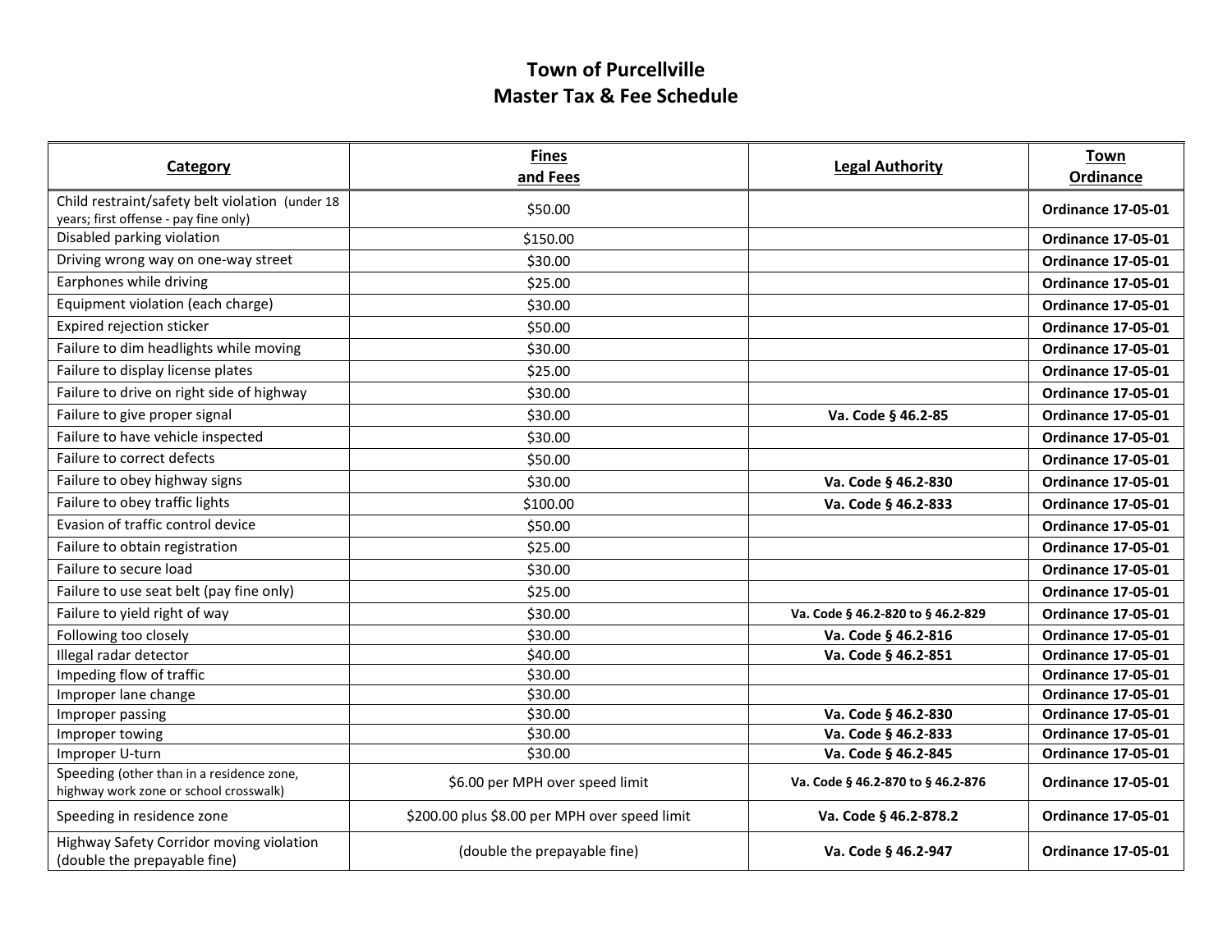# Town of Purcellville
## Master Tax & Fee Schedule

| Category | Fines and Fees | Legal Authority | Town Ordinance |
|---|---|---|---|
| Child restraint/safety belt violation (under 18 years; first offense - pay fine only) | $50.00 | | **Ordinance 17-05-01** |
| Disabled parking violation | $150.00 | | **Ordinance 17-05-01** |
| Driving wrong way on one-way street | $30.00 | | **Ordinance 17-05-01** |
| Earphones while driving | $25.00 | | **Ordinance 17-05-01** |
| Equipment violation (each charge) | $30.00 | | **Ordinance 17-05-01** |
| Expired rejection sticker | $50.00 | | **Ordinance 17-05-01** |
| Failure to dim headlights while moving | $30.00 | | **Ordinance 17-05-01** |
| Failure to display license plates | $25.00 | | **Ordinance 17-05-01** |
| Failure to drive on right side of highway | $30.00 | | **Ordinance 17-05-01** |
| Failure to give proper signal | $30.00 | **Va. Code § 46.2-85** | **Ordinance 17-05-01** |
| Failure to have vehicle inspected | $30.00 | | **Ordinance 17-05-01** |
| Failure to correct defects | $50.00 | | **Ordinance 17-05-01** |
| Failure to obey highway signs | $30.00 | **Va. Code § 46.2-830** | **Ordinance 17-05-01** |
| Failure to obey traffic lights | $100.00 | **Va. Code § 46.2-833** | **Ordinance 17-05-01** |
| Evasion of traffic control device | $50.00 | | **Ordinance 17-05-01** |
| Failure to obtain registration | $25.00 | | **Ordinance 17-05-01** |
| Failure to secure load | $30.00 | | **Ordinance 17-05-01** |
| Failure to use seat belt (pay fine only) | $25.00 | | **Ordinance 17-05-01** |
| Failure to yield right of way | $30.00 | **Va. Code § 46.2-820 to § 46.2-829** | **Ordinance 17-05-01** |
| Following too closely | $30.00 | **Va. Code § 46.2-816** | **Ordinance 17-05-01** |
| Illegal radar detector | $40.00 | **Va. Code § 46.2-851** | **Ordinance 17-05-01** |
| Impeding flow of traffic | $30.00 | | **Ordinance 17-05-01** |
| Improper lane change | $30.00 | | **Ordinance 17-05-01** |
| Improper passing | $30.00 | **Va. Code § 46.2-830** | **Ordinance 17-05-01** |
| Improper towing | $30.00 | **Va. Code § 46.2-833** | **Ordinance 17-05-01** |
| Improper U-turn | $30.00 | **Va. Code § 46.2-845** | **Ordinance 17-05-01** |
| Speeding (other than in a residence zone, highway work zone or school crosswalk) | $6.00 per MPH over speed limit | **Va. Code § 46.2-870 to § 46.2-876** | **Ordinance 17-05-01** |
| Speeding in residence zone | $200.00 plus $8.00 per MPH over speed limit | **Va. Code § 46.2-878.2** | **Ordinance 17-05-01** |
| Highway Safety Corridor moving violation (double the prepayable fine) | (double the prepayable fine) | **Va. Code § 46.2-947** | **Ordinance 17-05-01** |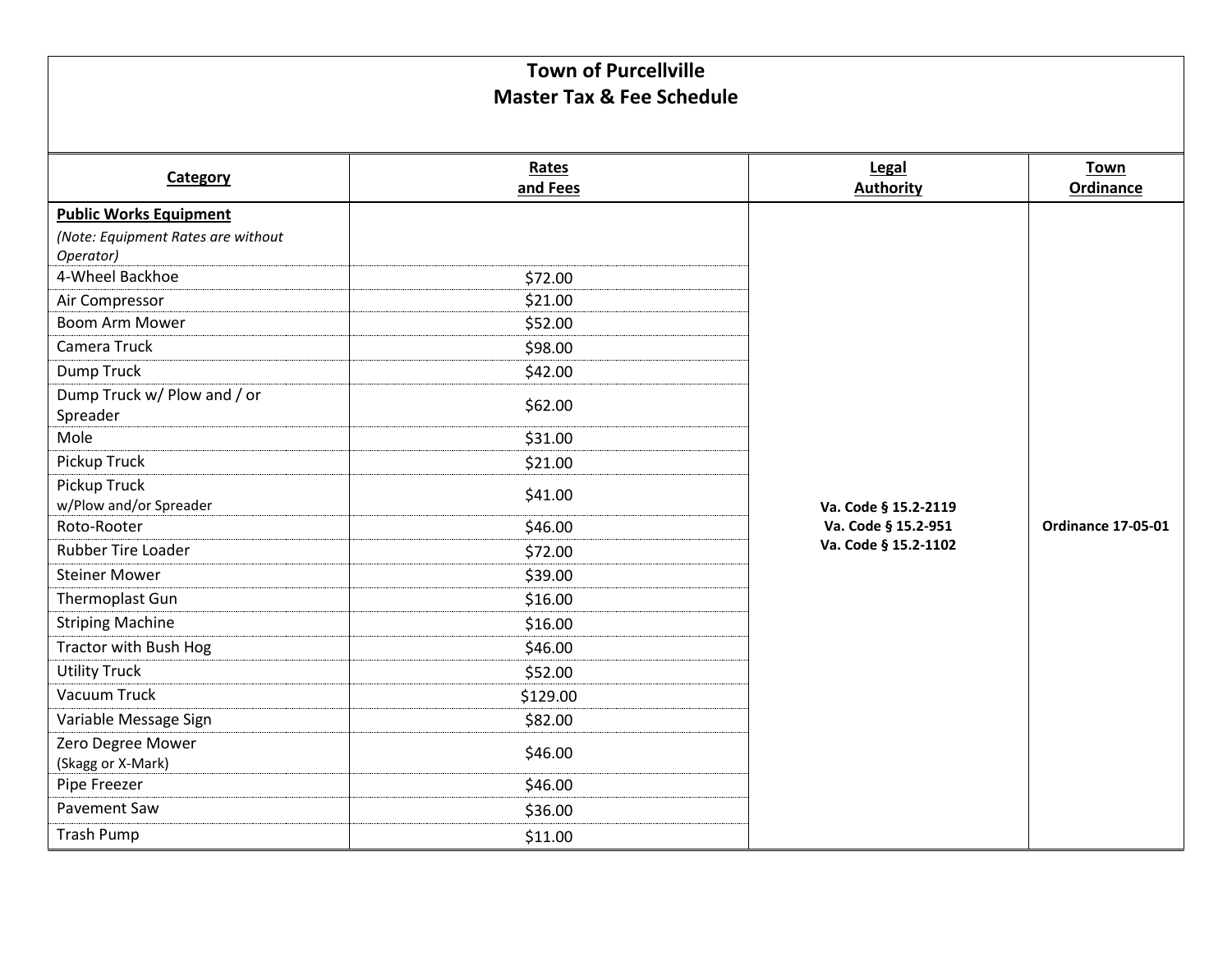# Town of Purcellville
## Master Tax & Fee Schedule

| Category | Rates and Fees | Legal Authority | Town Ordinance |
|---|---|---|---|
| **Public Works Equipment** *(Note: Equipment Rates are without Operator)* | | Va. Code § 15.2-2119 Va. Code § 15.2-951 Va. Code § 15.2-1102 | Ordinance 17-05-01 |
| 4-Wheel Backhoe | $72.00 | | |
| Air Compressor | $21.00 | | |
| Boom Arm Mower | $52.00 | | |
| Camera Truck | $98.00 | | |
| Dump Truck | $42.00 | | |
| Dump Truck w/ Plow and / or Spreader | $62.00 | | |
| Mole | $31.00 | | |
| Pickup Truck | $21.00 | | |
| Pickup Truck w/Plow and/or Spreader | $41.00 | | |
| Roto-Rooter | $46.00 | | |
| Rubber Tire Loader | $72.00 | | |
| Steiner Mower | $39.00 | | |
| Thermoplast Gun | $16.00 | | |
| Striping Machine | $16.00 | | |
| Tractor with Bush Hog | $46.00 | | |
| Utility Truck | $52.00 | | |
| Vacuum Truck | $129.00 | | |
| Variable Message Sign | $82.00 | | |
| Zero Degree Mower (Skagg or X-Mark) | $46.00 | | |
| Pipe Freezer | $46.00 | | |
| Pavement Saw | $36.00 | | |
| Trash Pump | $11.00 | | |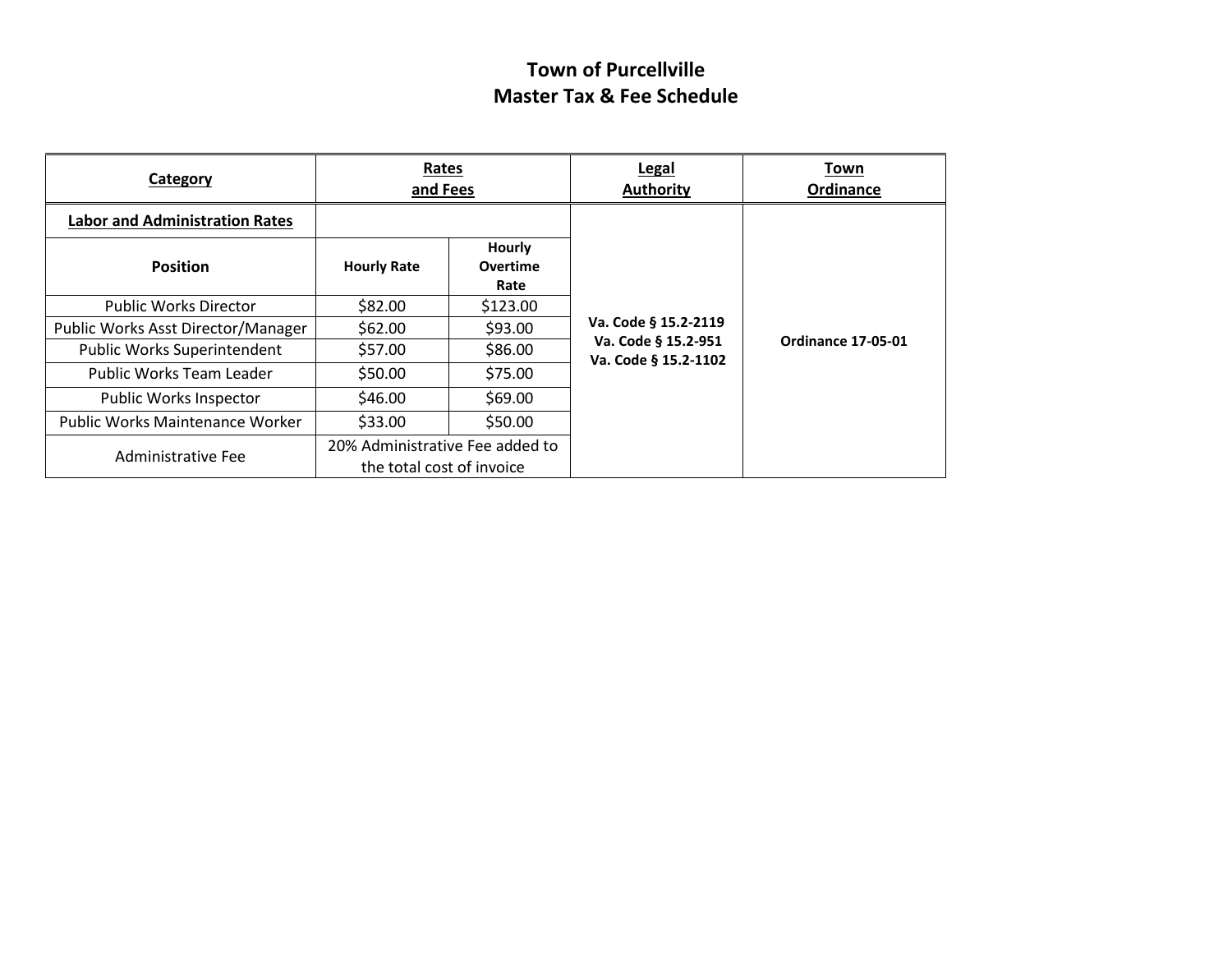# Town of Purcellville
## Master Tax & Fee Schedule

| Category | Rates and Fees | | Legal Authority | Town Ordinance |
|---|---|---|---|---|
| **Labor and Administration Rates** | | | Va. Code § 15.2-2119<br>Va. Code § 15.2-951<br>Va. Code § 15.2-1102 | Ordinance 17-05-01 |
| **Position** | **Hourly Rate** | **Hourly Overtime Rate** | | |
| Public Works Director | $82.00 | $123.00 | | |
| Public Works Asst Director/Manager | $62.00 | $93.00 | | |
| Public Works Superintendent | $57.00 | $86.00 | | |
| Public Works Team Leader | $50.00 | $75.00 | | |
| Public Works Inspector | $46.00 | $69.00 | | |
| Public Works Maintenance Worker | $33.00 | $50.00 | | |
| Administrative Fee | 20% Administrative Fee added to the total cost of invoice | | | |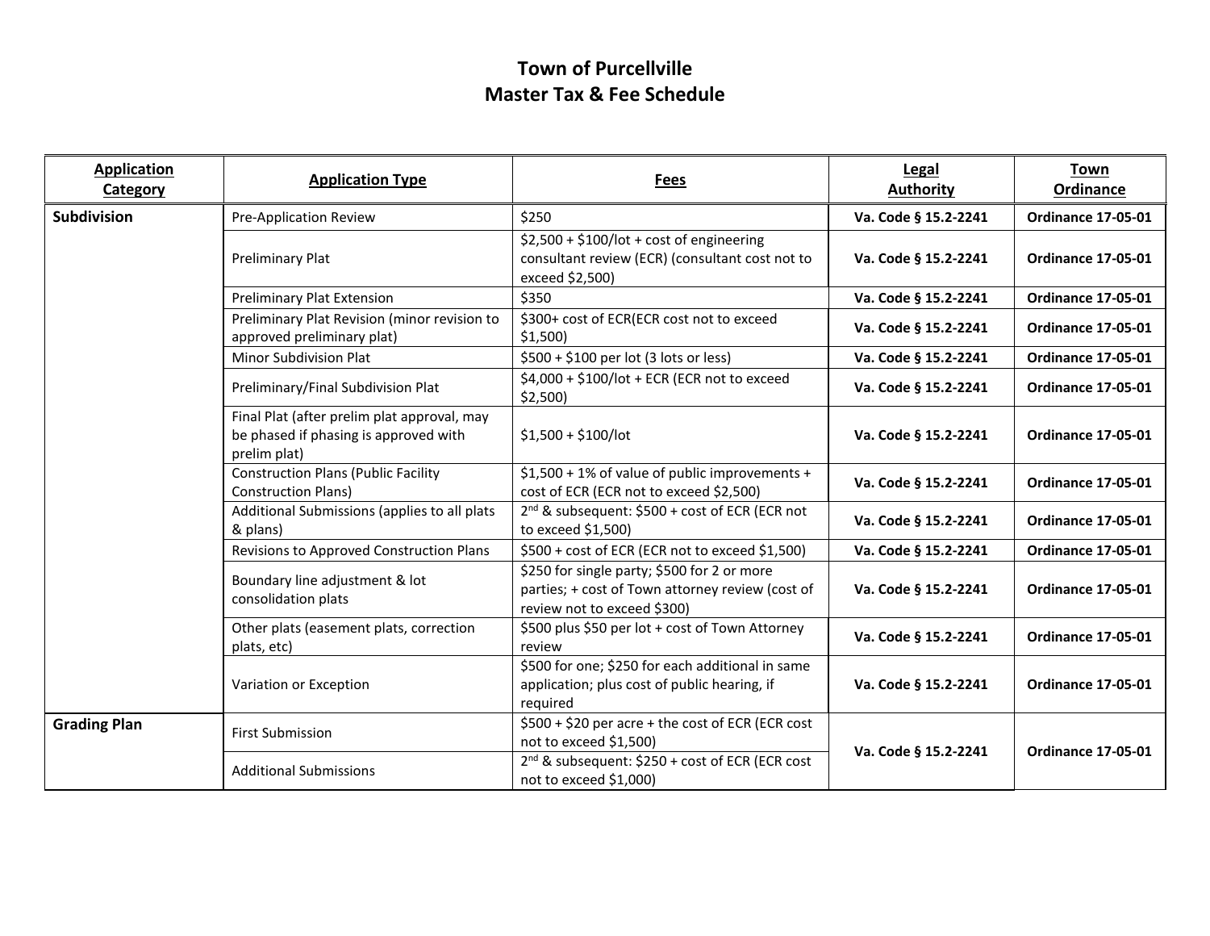# Town of Purcellville
# Master Tax & Fee Schedule

| Application Category | Application Type | Fees | Legal Authority | Town Ordinance |
|---|---|---|---|---|
| **Subdivision** | Pre-Application Review | $250 | **Va. Code § 15.2-2241** | **Ordinance 17-05-01** |
| | Preliminary Plat | $2,500 + $100/lot + cost of engineering consultant review (ECR) (consultant cost not to exceed $2,500) | **Va. Code § 15.2-2241** | **Ordinance 17-05-01** |
| | Preliminary Plat Extension | $350 | **Va. Code § 15.2-2241** | **Ordinance 17-05-01** |
| | Preliminary Plat Revision (minor revision to approved preliminary plat) | $300+ cost of ECR(ECR cost not to exceed $1,500) | **Va. Code § 15.2-2241** | **Ordinance 17-05-01** |
| | Minor Subdivision Plat | $500 + $100 per lot (3 lots or less) | **Va. Code § 15.2-2241** | **Ordinance 17-05-01** |
| | Preliminary/Final Subdivision Plat | $4,000 + $100/lot + ECR (ECR not to exceed $2,500) | **Va. Code § 15.2-2241** | **Ordinance 17-05-01** |
| | Final Plat (after prelim plat approval, may be phased if phasing is approved with prelim plat) | $1,500 + $100/lot | **Va. Code § 15.2-2241** | **Ordinance 17-05-01** |
| | Construction Plans (Public Facility Construction Plans) | $1,500 + 1% of value of public improvements + cost of ECR (ECR not to exceed $2,500) | **Va. Code § 15.2-2241** | **Ordinance 17-05-01** |
| | Additional Submissions (applies to all plats & plans) | 2nd & subsequent: $500 + cost of ECR (ECR not to exceed $1,500) | **Va. Code § 15.2-2241** | **Ordinance 17-05-01** |
| | Revisions to Approved Construction Plans | $500 + cost of ECR (ECR not to exceed $1,500) | **Va. Code § 15.2-2241** | **Ordinance 17-05-01** |
| | Boundary line adjustment & lot consolidation plats | $250 for single party; $500 for 2 or more parties; + cost of Town attorney review (cost of review not to exceed $300) | **Va. Code § 15.2-2241** | **Ordinance 17-05-01** |
| | Other plats (easement plats, correction plats, etc) | $500 plus $50 per lot + cost of Town Attorney review | **Va. Code § 15.2-2241** | **Ordinance 17-05-01** |
| | Variation or Exception | $500 for one; $250 for each additional in same application; plus cost of public hearing, if required | **Va. Code § 15.2-2241** | **Ordinance 17-05-01** |
| **Grading Plan** | First Submission | $500 + $20 per acre + the cost of ECR (ECR cost not to exceed $1,500) | **Va. Code § 15.2-2241** | **Ordinance 17-05-01** |
| | Additional Submissions | 2nd & subsequent: $250 + cost of ECR (ECR cost not to exceed $1,000) | | |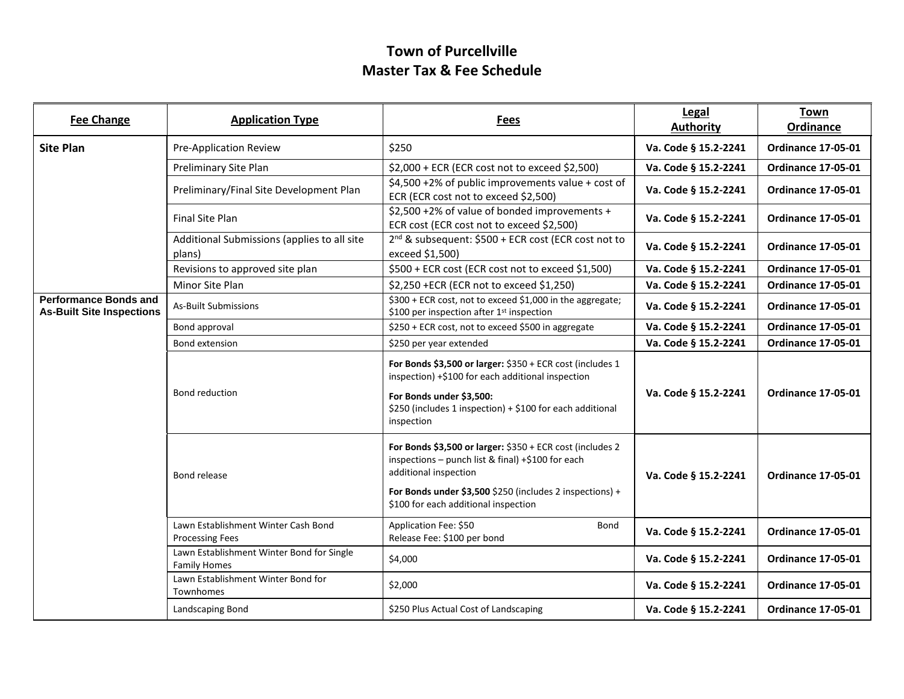# Town of Purcellville
# Master Tax & Fee Schedule

| Fee Change | Application Type | Fees | Legal Authority | Town Ordinance |
|---|---|---|---|---|
| **Site Plan** | Pre-Application Review | $250 | **Va. Code § 15.2-2241** | **Ordinance 17-05-01** |
| | Preliminary Site Plan | $2,000 + ECR (ECR cost not to exceed $2,500) | **Va. Code § 15.2-2241** | **Ordinance 17-05-01** |
| | Preliminary/Final Site Development Plan | $4,500 +2% of public improvements value + cost of ECR (ECR cost not to exceed $2,500) | **Va. Code § 15.2-2241** | **Ordinance 17-05-01** |
| | Final Site Plan | $2,500 +2% of value of bonded improvements + ECR cost (ECR cost not to exceed $2,500) | **Va. Code § 15.2-2241** | **Ordinance 17-05-01** |
| | Additional Submissions (applies to all site plans) | 2nd & subsequent: $500 + ECR cost (ECR cost not to exceed $1,500) | **Va. Code § 15.2-2241** | **Ordinance 17-05-01** |
| | Revisions to approved site plan | $500 + ECR cost (ECR cost not to exceed $1,500) | **Va. Code § 15.2-2241** | **Ordinance 17-05-01** |
| | Minor Site Plan | $2,250 +ECR (ECR not to exceed $1,250) | **Va. Code § 15.2-2241** | **Ordinance 17-05-01** |
| **Performance Bonds and As-Built Site Inspections** | As-Built Submissions | $300 + ECR cost, not to exceed $1,000 in the aggregate; $100 per inspection after 1st inspection | **Va. Code § 15.2-2241** | **Ordinance 17-05-01** |
| | Bond approval | $250 + ECR cost, not to exceed $500 in aggregate | **Va. Code § 15.2-2241** | **Ordinance 17-05-01** |
| | Bond extension | $250 per year extended | **Va. Code § 15.2-2241** | **Ordinance 17-05-01** |
| | Bond reduction | **For Bonds $3,500 or larger:** $350 + ECR cost (includes 1 inspection) +$100 for each additional inspection<br>**For Bonds under $3,500:** $250 (includes 1 inspection) + $100 for each additional inspection | **Va. Code § 15.2-2241** | **Ordinance 17-05-01** |
| | Bond release | **For Bonds $3,500 or larger:** $350 + ECR cost (includes 2 inspections – punch list & final) +$100 for each additional inspection<br>**For Bonds under $3,500** $250 (includes 2 inspections) + $100 for each additional inspection | **Va. Code § 15.2-2241** | **Ordinance 17-05-01** |
| | Lawn Establishment Winter Cash Bond Processing Fees | Application Fee: $50 Bond Release Fee: $100 per bond | **Va. Code § 15.2-2241** | **Ordinance 17-05-01** |
| | Lawn Establishment Winter Bond for Single Family Homes | $4,000 | **Va. Code § 15.2-2241** | **Ordinance 17-05-01** |
| | Lawn Establishment Winter Bond for Townhomes | $2,000 | **Va. Code § 15.2-2241** | **Ordinance 17-05-01** |
| | Landscaping Bond | $250 Plus Actual Cost of Landscaping | **Va. Code § 15.2-2241** | **Ordinance 17-05-01** |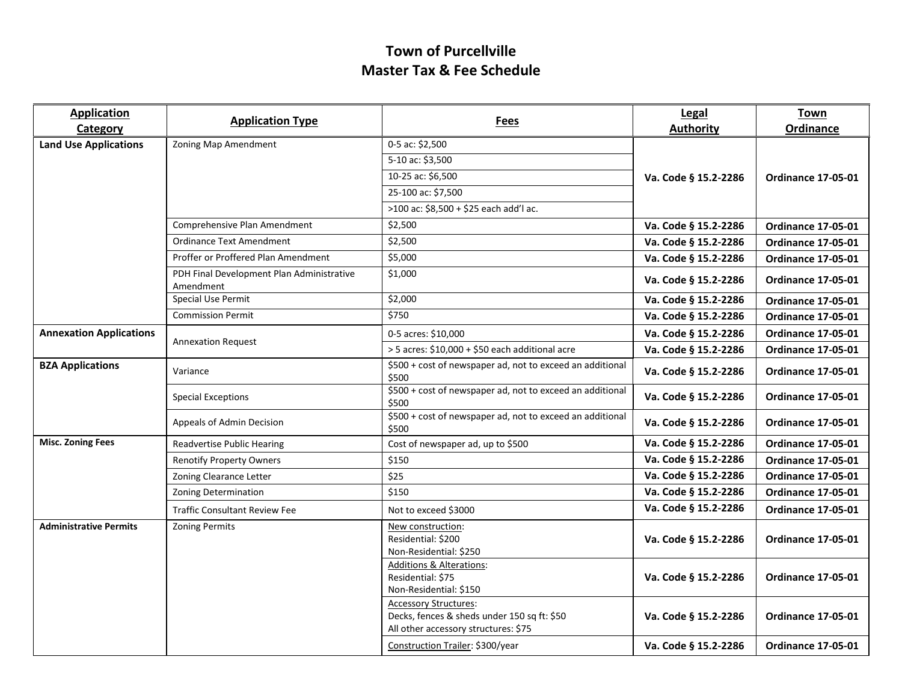# Town of Purcellville
# Master Tax & Fee Schedule

| Application Category | Application Type | Fees | Legal Authority | Town Ordinance |
|---|---|---|---|---|
| **Land Use Applications** | Zoning Map Amendment | 0-5 ac: $2,500<br>5-10 ac: $3,500<br>10-25 ac: $6,500<br>25-100 ac: $7,500<br>>100 ac: $8,500 + $25 each add'l ac. | **Va. Code § 15.2-2286** | **Ordinance 17-05-01** |
| | Comprehensive Plan Amendment | $2,500 | **Va. Code § 15.2-2286** | **Ordinance 17-05-01** |
| | Ordinance Text Amendment | $2,500 | **Va. Code § 15.2-2286** | **Ordinance 17-05-01** |
| | Proffer or Proffered Plan Amendment | $5,000 | **Va. Code § 15.2-2286** | **Ordinance 17-05-01** |
| | PDH Final Development Plan Administrative Amendment | $1,000 | **Va. Code § 15.2-2286** | **Ordinance 17-05-01** |
| | Special Use Permit | $2,000 | **Va. Code § 15.2-2286** | **Ordinance 17-05-01** |
| | Commission Permit | $750 | **Va. Code § 15.2-2286** | **Ordinance 17-05-01** |
| **Annexation Applications** | Annexation Request | 0-5 acres: $10,000 | **Va. Code § 15.2-2286** | **Ordinance 17-05-01** |
| | | > 5 acres: $10,000 + $50 each additional acre | **Va. Code § 15.2-2286** | **Ordinance 17-05-01** |
| **BZA Applications** | Variance | $500 + cost of newspaper ad, not to exceed an additional $500 | **Va. Code § 15.2-2286** | **Ordinance 17-05-01** |
| | Special Exceptions | $500 + cost of newspaper ad, not to exceed an additional $500 | **Va. Code § 15.2-2286** | **Ordinance 17-05-01** |
| | Appeals of Admin Decision | $500 + cost of newspaper ad, not to exceed an additional $500 | **Va. Code § 15.2-2286** | **Ordinance 17-05-01** |
| **Misc. Zoning Fees** | Readvertise Public Hearing | Cost of newspaper ad, up to $500 | **Va. Code § 15.2-2286** | **Ordinance 17-05-01** |
| | Renotify Property Owners | $150 | **Va. Code § 15.2-2286** | **Ordinance 17-05-01** |
| | Zoning Clearance Letter | $25 | **Va. Code § 15.2-2286** | **Ordinance 17-05-01** |
| | Zoning Determination | $150 | **Va. Code § 15.2-2286** | **Ordinance 17-05-01** |
| | Traffic Consultant Review Fee | Not to exceed $3000 | **Va. Code § 15.2-2286** | **Ordinance 17-05-01** |
| **Administrative Permits** | Zoning Permits | New construction:<br>Residential: $200<br>Non-Residential: $250 | **Va. Code § 15.2-2286** | **Ordinance 17-05-01** |
| | | Additions & Alterations:<br>Residential: $75<br>Non-Residential: $150 | **Va. Code § 15.2-2286** | **Ordinance 17-05-01** |
| | | Accessory Structures:<br>Decks, fences & sheds under 150 sq ft: $50<br>All other accessory structures: $75 | **Va. Code § 15.2-2286** | **Ordinance 17-05-01** |
| | | Construction Trailer: $300/year | **Va. Code § 15.2-2286** | **Ordinance 17-05-01** |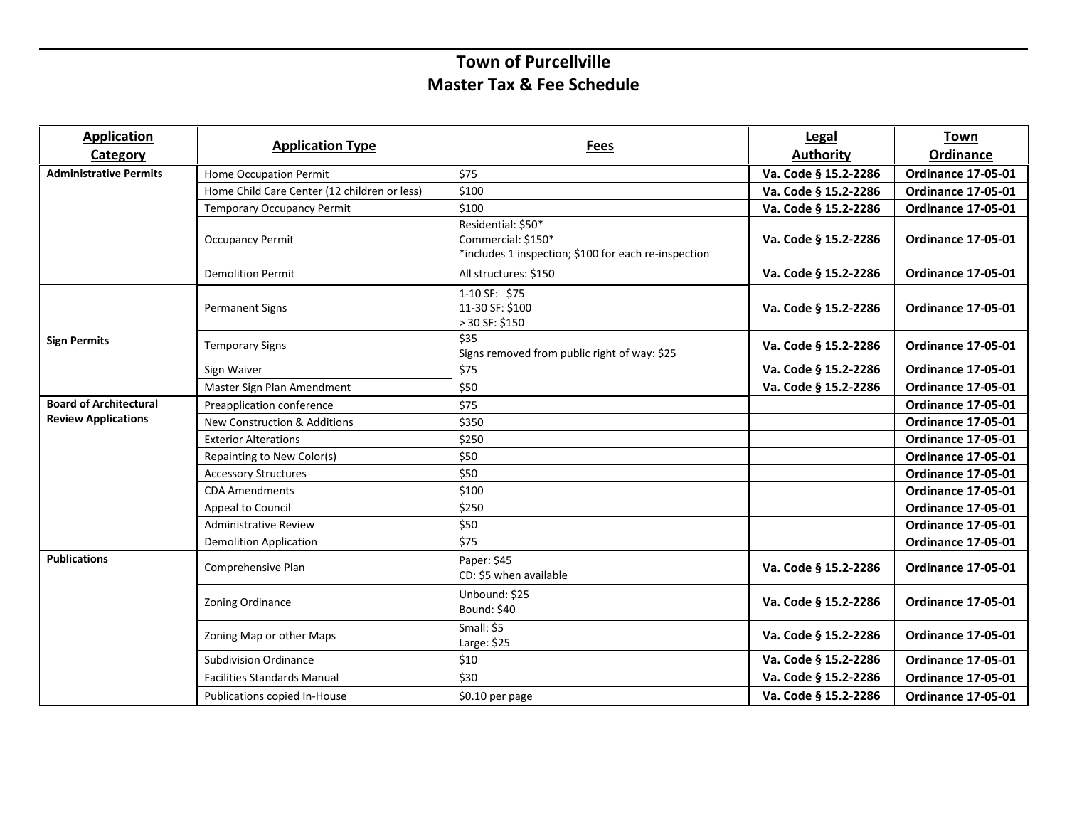# Town of Purcellville
## Master Tax & Fee Schedule

| Application Category | Application Type | Fees | Legal Authority | Town Ordinance |
|---|---|---|---|---|
| **Administrative Permits** | Home Occupation Permit | $75 | **Va. Code § 15.2-2286** | **Ordinance 17-05-01** |
| | Home Child Care Center (12 children or less) | $100 | **Va. Code § 15.2-2286** | **Ordinance 17-05-01** |
| | Temporary Occupancy Permit | $100 | **Va. Code § 15.2-2286** | **Ordinance 17-05-01** |
| | Occupancy Permit | Residential: $50*<br>Commercial: $150*<br>*includes 1 inspection; $100 for each re-inspection | **Va. Code § 15.2-2286** | **Ordinance 17-05-01** |
| | Demolition Permit | All structures: $150 | **Va. Code § 15.2-2286** | **Ordinance 17-05-01** |
| **Sign Permits** | Permanent Signs | 1-10 SF: $75<br>11-30 SF: $100<br>> 30 SF: $150 | **Va. Code § 15.2-2286** | **Ordinance 17-05-01** |
| | Temporary Signs | $35<br>Signs removed from public right of way: $25 | **Va. Code § 15.2-2286** | **Ordinance 17-05-01** |
| | Sign Waiver | $75 | **Va. Code § 15.2-2286** | **Ordinance 17-05-01** |
| | Master Sign Plan Amendment | $50 | **Va. Code § 15.2-2286** | **Ordinance 17-05-01** |
| **Board of Architectural Review Applications** | Preapplication conference | $75 | | **Ordinance 17-05-01** |
| | New Construction & Additions | $350 | | **Ordinance 17-05-01** |
| | Exterior Alterations | $250 | | **Ordinance 17-05-01** |
| | Repainting to New Color(s) | $50 | | **Ordinance 17-05-01** |
| | Accessory Structures | $50 | | **Ordinance 17-05-01** |
| | CDA Amendments | $100 | | **Ordinance 17-05-01** |
| | Appeal to Council | $250 | | **Ordinance 17-05-01** |
| | Administrative Review | $50 | | **Ordinance 17-05-01** |
| | Demolition Application | $75 | | **Ordinance 17-05-01** |
| **Publications** | Comprehensive Plan | Paper: $45<br>CD: $5 when available | **Va. Code § 15.2-2286** | **Ordinance 17-05-01** |
| | Zoning Ordinance | Unbound: $25<br>Bound: $40 | **Va. Code § 15.2-2286** | **Ordinance 17-05-01** |
| | Zoning Map or other Maps | Small: $5<br>Large: $25 | **Va. Code § 15.2-2286** | **Ordinance 17-05-01** |
| | Subdivision Ordinance | $10 | **Va. Code § 15.2-2286** | **Ordinance 17-05-01** |
| | Facilities Standards Manual | $30 | **Va. Code § 15.2-2286** | **Ordinance 17-05-01** |
| | Publications copied In-House | $0.10 per page | **Va. Code § 15.2-2286** | **Ordinance 17-05-01** |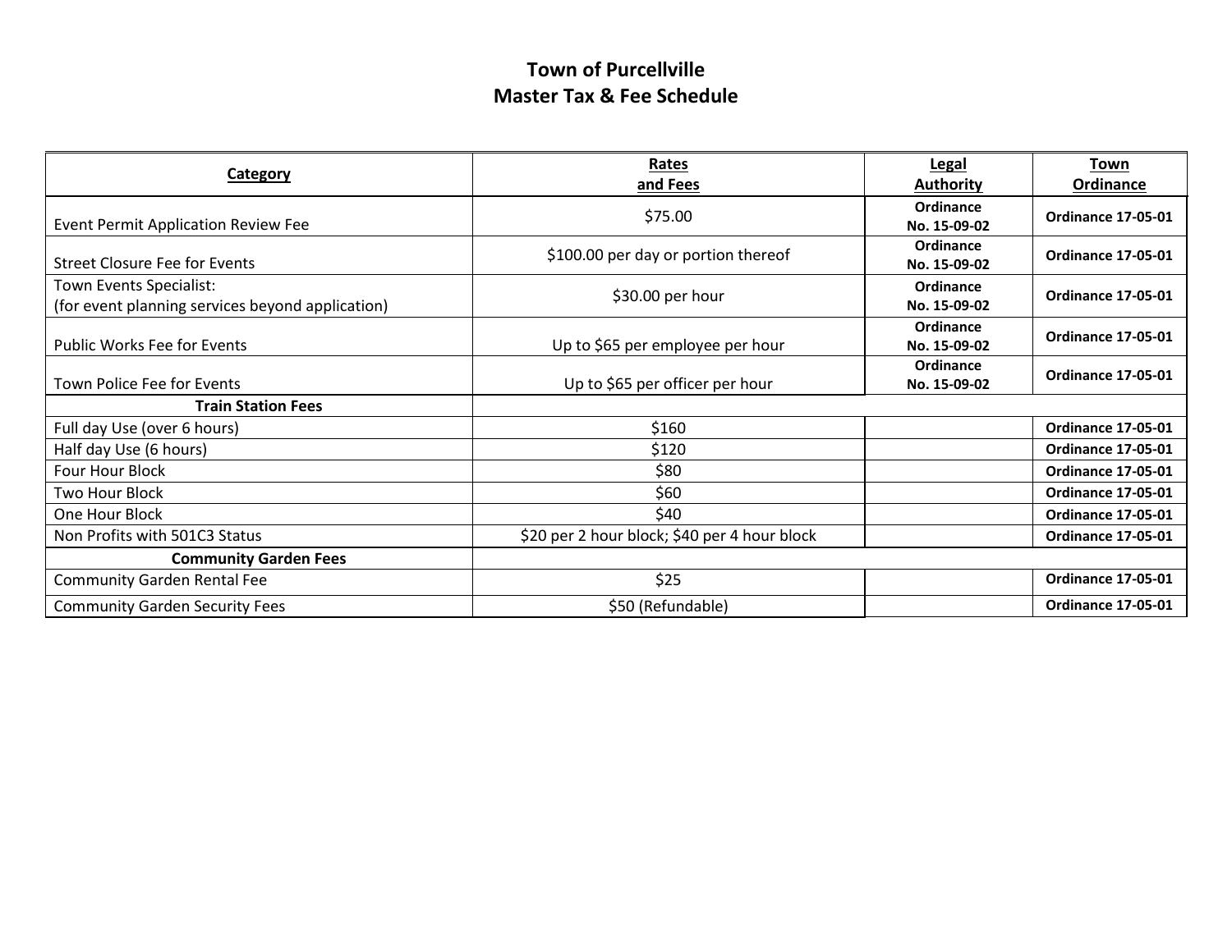# Town of Purcellville
## Master Tax & Fee Schedule

| Category | Rates and Fees | Legal Authority | Town Ordinance |
|---|---|---|---|
| Event Permit Application Review Fee | $75.00 | **Ordinance No. 15-09-02** | **Ordinance 17-05-01** |
| Street Closure Fee for Events | $100.00 per day or portion thereof | **Ordinance No. 15-09-02** | **Ordinance 17-05-01** |
| Town Events Specialist: (for event planning services beyond application) | $30.00 per hour | **Ordinance No. 15-09-02** | **Ordinance 17-05-01** |
| Public Works Fee for Events | Up to $65 per employee per hour | **Ordinance No. 15-09-02** | **Ordinance 17-05-01** |
| Town Police Fee for Events | Up to $65 per officer per hour | **Ordinance No. 15-09-02** | **Ordinance 17-05-01** |
| **Train Station Fees** | | | |
| Full day Use (over 6 hours) | $160 | | **Ordinance 17-05-01** |
| Half day Use (6 hours) | $120 | | **Ordinance 17-05-01** |
| Four Hour Block | $80 | | **Ordinance 17-05-01** |
| Two Hour Block | $60 | | **Ordinance 17-05-01** |
| One Hour Block | $40 | | **Ordinance 17-05-01** |
| Non Profits with 501C3 Status | $20 per 2 hour block; $40 per 4 hour block | | **Ordinance 17-05-01** |
| **Community Garden Fees** | | | |
| Community Garden Rental Fee | $25 | | **Ordinance 17-05-01** |
| Community Garden Security Fees | $50 (Refundable) | | **Ordinance 17-05-01** |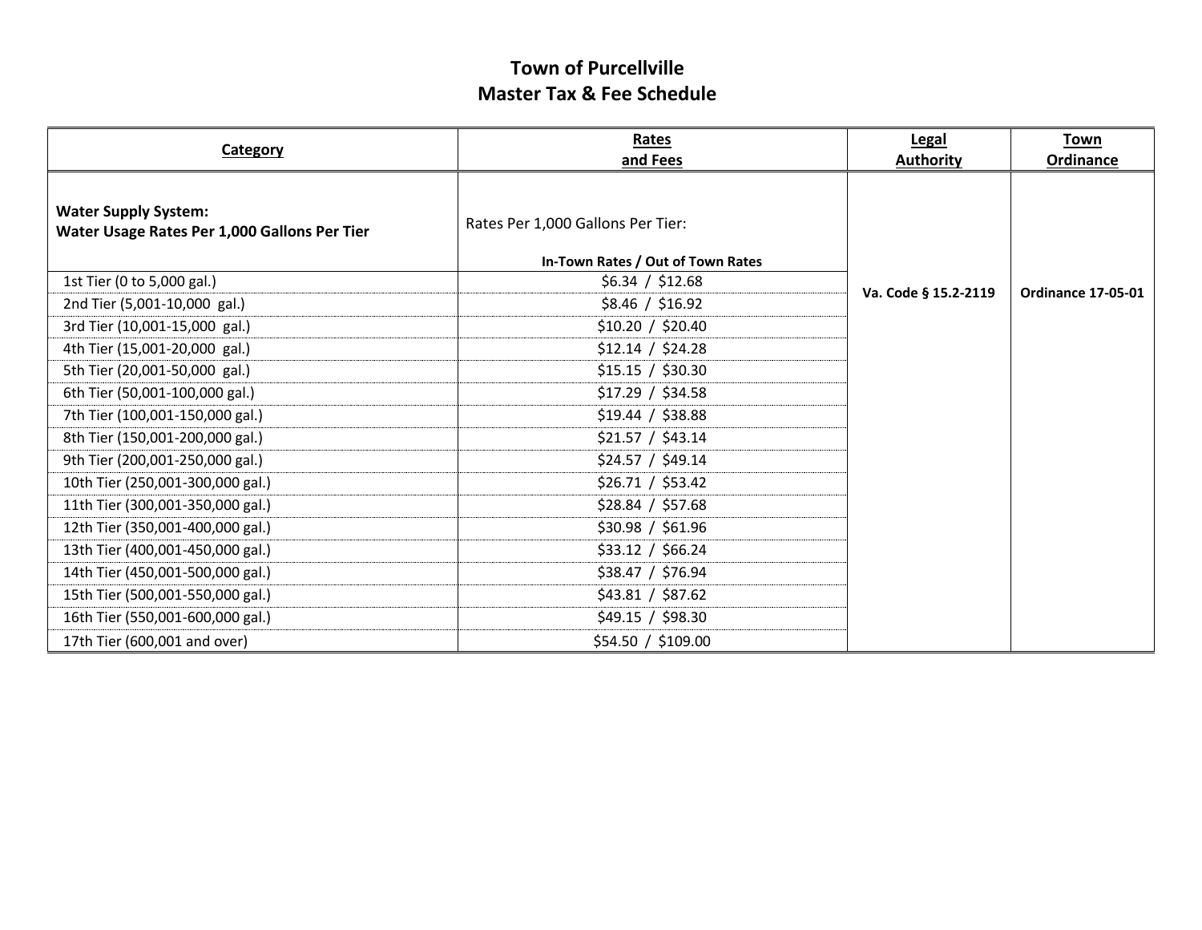# Town of Purcellville
## Master Tax & Fee Schedule

| Category | Rates and Fees | Legal Authority | Town Ordinance |
|---|---|---|---|
| **Water Supply System: Water Usage Rates Per 1,000 Gallons Per Tier** | Rates Per 1,000 Gallons Per Tier: **In-Town Rates / Out of Town Rates** | | |
| 1st Tier (0 to 5,000 gal.) | $6.34 / $12.68 | **Va. Code § 15.2-2119** | **Ordinance 17-05-01** |
| 2nd Tier (5,001-10,000 gal.) | $8.46 / $16.92 | | |
| 3rd Tier (10,001-15,000 gal.) | $10.20 / $20.40 | | |
| 4th Tier (15,001-20,000 gal.) | $12.14 / $24.28 | | |
| 5th Tier (20,001-50,000 gal.) | $15.15 / $30.30 | | |
| 6th Tier (50,001-100,000 gal.) | $17.29 / $34.58 | | |
| 7th Tier (100,001-150,000 gal.) | $19.44 / $38.88 | | |
| 8th Tier (150,001-200,000 gal.) | $21.57 / $43.14 | | |
| 9th Tier (200,001-250,000 gal.) | $24.57 / $49.14 | | |
| 10th Tier (250,001-300,000 gal.) | $26.71 / $53.42 | | |
| 11th Tier (300,001-350,000 gal.) | $28.84 / $57.68 | | |
| 12th Tier (350,001-400,000 gal.) | $30.98 / $61.96 | | |
| 13th Tier (400,001-450,000 gal.) | $33.12 / $66.24 | | |
| 14th Tier (450,001-500,000 gal.) | $38.47 / $76.94 | | |
| 15th Tier (500,001-550,000 gal.) | $43.81 / $87.62 | | |
| 16th Tier (550,001-600,000 gal.) | $49.15 / $98.30 | | |
| 17th Tier (600,001 and over) | $54.50 / $109.00 | | |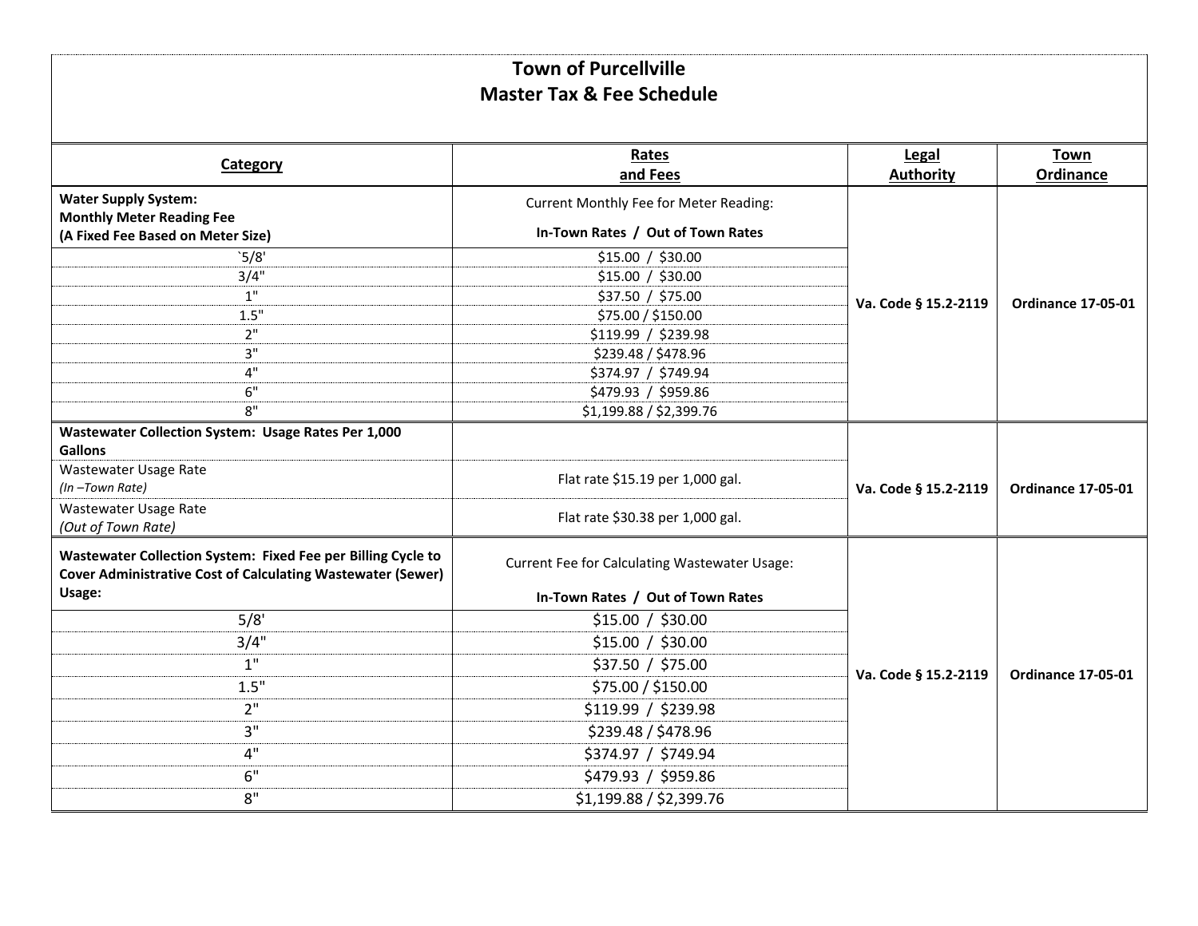# Town of Purcellville
## Master Tax & Fee Schedule

| Category | Rates and Fees | Legal Authority | Town Ordinance |
|---|---|---|---|
| **Water Supply System: Monthly Meter Reading Fee (A Fixed Fee Based on Meter Size)** | Current Monthly Fee for Meter Reading: **In-Town Rates / Out of Town Rates** | **Va. Code § 15.2-2119** | **Ordinance 17-05-01** |
| `5/8' | $15.00 / $30.00 | | |
| 3/4" | $15.00 / $30.00 | | |
| 1" | $37.50 / $75.00 | | |
| 1.5" | $75.00 / $150.00 | | |
| 2" | $119.99 / $239.98 | | |
| 3" | $239.48 / $478.96 | | |
| 4" | $374.97 / $749.94 | | |
| 6" | $479.93 / $959.86 | | |
| 8" | $1,199.88 / $2,399.76 | | |
| **Wastewater Collection System: Usage Rates Per 1,000 Gallons** | | **Va. Code § 15.2-2119** | **Ordinance 17-05-01** |
| Wastewater Usage Rate *(In –Town Rate)* | Flat rate $15.19 per 1,000 gal. | | |
| Wastewater Usage Rate *(Out of Town Rate)* | Flat rate $30.38 per 1,000 gal. | | |
| **Wastewater Collection System: Fixed Fee per Billing Cycle to Cover Administrative Cost of Calculating Wastewater (Sewer) Usage:** | Current Fee for Calculating Wastewater Usage: **In-Town Rates / Out of Town Rates** | **Va. Code § 15.2-2119** | **Ordinance 17-05-01** |
| 5/8' | $15.00 / $30.00 | | |
| 3/4" | $15.00 / $30.00 | | |
| 1" | $37.50 / $75.00 | | |
| 1.5" | $75.00 / $150.00 | | |
| 2" | $119.99 / $239.98 | | |
| 3" | $239.48 / $478.96 | | |
| 4" | $374.97 / $749.94 | | |
| 6" | $479.93 / $959.86 | | |
| 8" | $1,199.88 / $2,399.76 | | |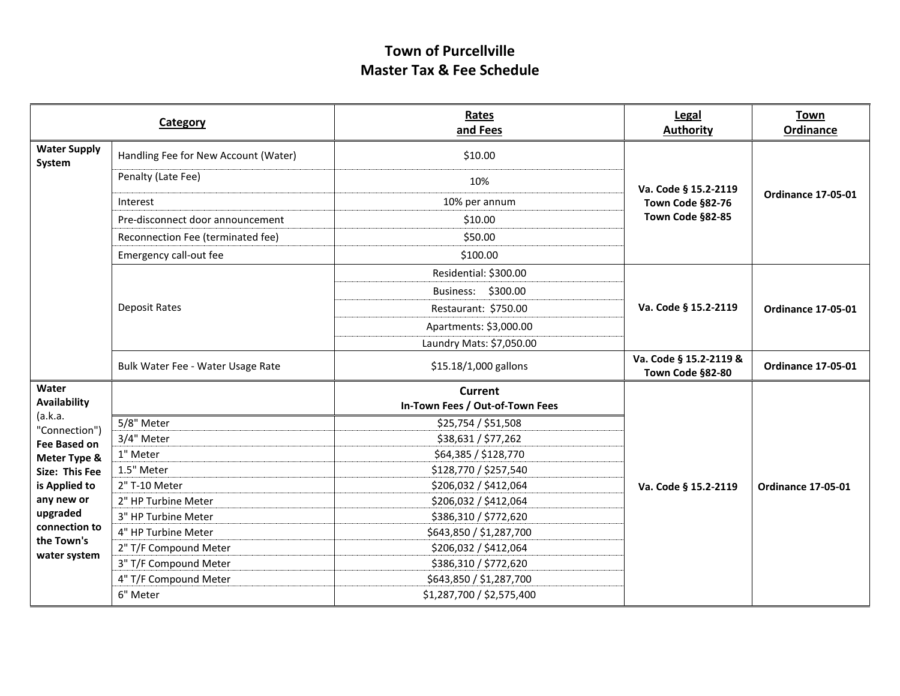# Town of Purcellville
# Master Tax & Fee Schedule

| Category | | Rates and Fees | Legal Authority | Town Ordinance |
|---|---|---|---|---|
| **Water Supply System** | Handling Fee for New Account (Water) | $10.00 | **Va. Code § 15.2-2119 Town Code §82-76 Town Code §82-85** | **Ordinance 17-05-01** |
| | Penalty (Late Fee) | 10% | | |
| | Interest | 10% per annum | | |
| | Pre-disconnect door announcement | $10.00 | | |
| | Reconnection Fee (terminated fee) | $50.00 | | |
| | Emergency call-out fee | $100.00 | | |
| | Deposit Rates | Residential: $300.00 | **Va. Code § 15.2-2119** | **Ordinance 17-05-01** |
| | | Business: $300.00 | | |
| | | Restaurant: $750.00 | | |
| | | Apartments: $3,000.00 | | |
| | | Laundry Mats: $7,050.00 | | |
| | Bulk Water Fee - Water Usage Rate | $15.18/1,000 gallons | **Va. Code § 15.2-2119 & Town Code §82-80** | **Ordinance 17-05-01** |
| **Water Availability** (a.k.a. "Connection") **Fee Based on Meter Type & Size: This Fee is Applied to any new or upgraded connection to the Town's water system** | | **Current In-Town Fees / Out-of-Town Fees** | **Va. Code § 15.2-2119** | **Ordinance 17-05-01** |
| | 5/8" Meter | $25,754 / $51,508 | | |
| | 3/4" Meter | $38,631 / $77,262 | | |
| | 1" Meter | $64,385 / $128,770 | | |
| | 1.5" Meter | $128,770 / $257,540 | | |
| | 2" T-10 Meter | $206,032 / $412,064 | | |
| | 2" HP Turbine Meter | $206,032 / $412,064 | | |
| | 3" HP Turbine Meter | $386,310 / $772,620 | | |
| | 4" HP Turbine Meter | $643,850 / $1,287,700 | | |
| | 2" T/F Compound Meter | $206,032 / $412,064 | | |
| | 3" T/F Compound Meter | $386,310 / $772,620 | | |
| | 4" T/F Compound Meter | $643,850 / $1,287,700 | | |
| | 6" Meter | $1,287,700 / $2,575,400 | | |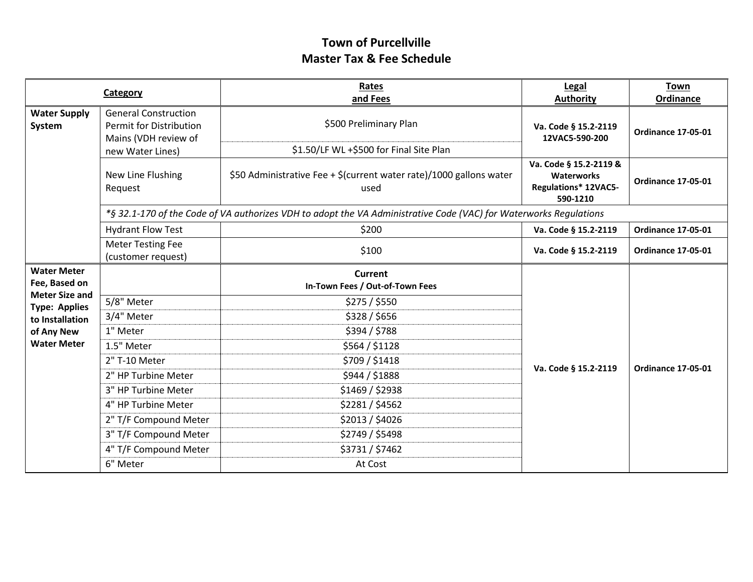# Town of Purcellville
## Master Tax & Fee Schedule

| Category | | Rates and Fees | Legal Authority | Town Ordinance |
|---|---|---|---|---|
| **Water Supply System** | General Construction Permit for Distribution Mains (VDH review of new Water Lines) | $500 Preliminary Plan | **Va. Code § 15.2-2119 12VAC5-590-200** | **Ordinance 17-05-01** |
| | | $1.50/LF WL +$500 for Final Site Plan | | |
| | New Line Flushing Request | $50 Administrative Fee + $(current water rate)/1000 gallons water used | **Va. Code § 15.2-2119 & Waterworks Regulations* 12VAC5-590-1210** | **Ordinance 17-05-01** |
| | *\*§ 32.1-170 of the Code of VA authorizes VDH to adopt the VA Administrative Code (VAC) for Waterworks Regulations* | | | |
| | Hydrant Flow Test | $200 | **Va. Code § 15.2-2119** | **Ordinance 17-05-01** |
| | Meter Testing Fee (customer request) | $100 | **Va. Code § 15.2-2119** | **Ordinance 17-05-01** |
| **Water Meter Fee, Based on Meter Size and Type: Applies to Installation of Any New Water Meter** | | **Current**<br>**In-Town Fees / Out-of-Town Fees** | **Va. Code § 15.2-2119** | **Ordinance 17-05-01** |
| | 5/8" Meter | $275 / $550 | | |
| | 3/4" Meter | $328 / $656 | | |
| | 1" Meter | $394 / $788 | | |
| | 1.5" Meter | $564 / $1128 | | |
| | 2" T-10 Meter | $709 / $1418 | | |
| | 2" HP Turbine Meter | $944 / $1888 | | |
| | 3" HP Turbine Meter | $1469 / $2938 | | |
| | 4" HP Turbine Meter | $2281 / $4562 | | |
| | 2" T/F Compound Meter | $2013 / $4026 | | |
| | 3" T/F Compound Meter | $2749 / $5498 | | |
| | 4" T/F Compound Meter | $3731 / $7462 | | |
| | 6" Meter | At Cost | | |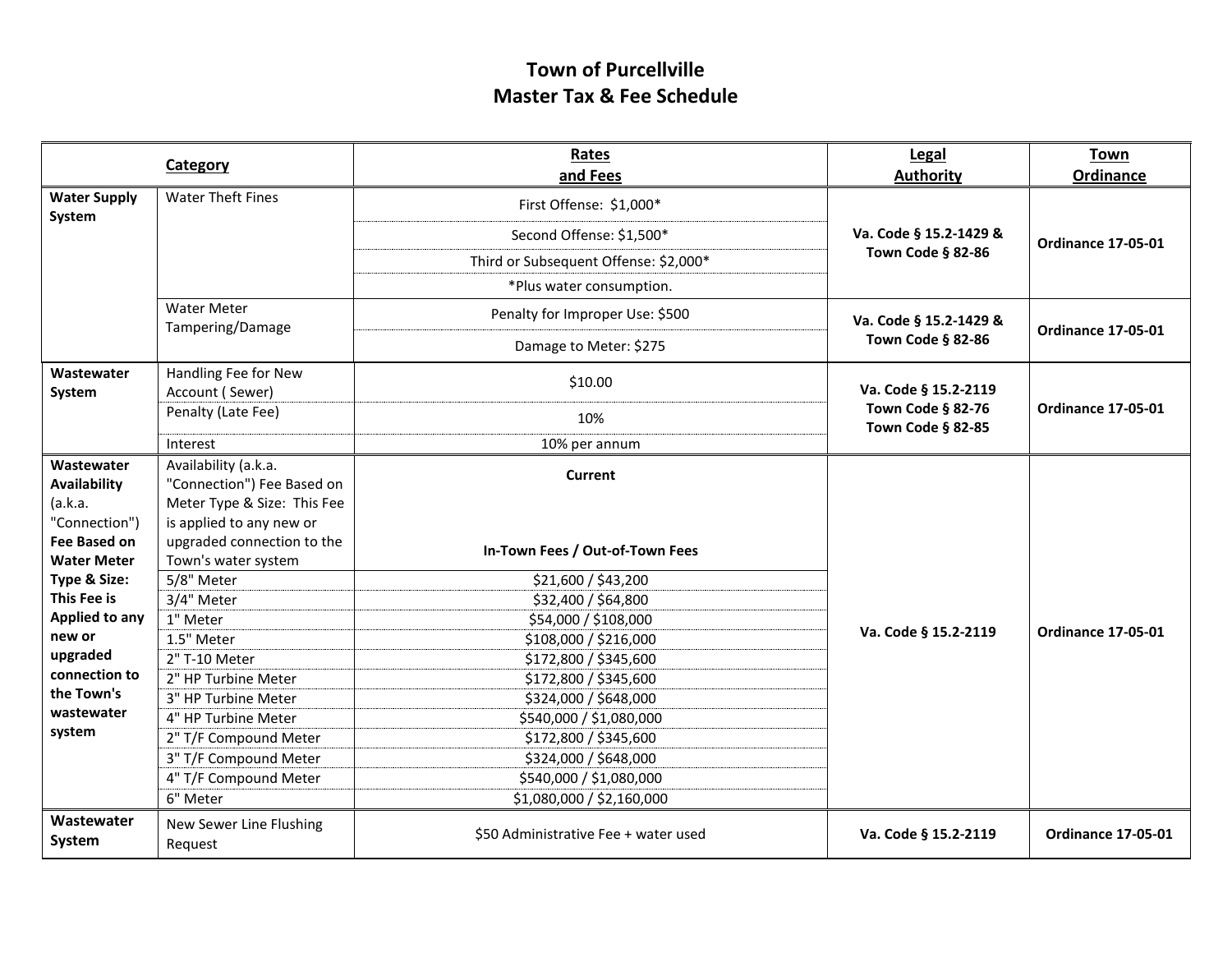# Town of Purcellville
# Master Tax & Fee Schedule

| Category | | Rates and Fees | Legal Authority | Town Ordinance |
|---|---|---|---|---|
| **Water Supply System** | Water Theft Fines | First Offense: $1,000* | **Va. Code § 15.2-1429 & Town Code § 82-86** | **Ordinance 17-05-01** |
| | | Second Offense: $1,500* | | |
| | | Third or Subsequent Offense: $2,000* | | |
| | | *Plus water consumption. | | |
| | Water Meter Tampering/Damage | Penalty for Improper Use: $500 | **Va. Code § 15.2-1429 & Town Code § 82-86** | **Ordinance 17-05-01** |
| | | Damage to Meter: $275 | | |
| **Wastewater System** | Handling Fee for New Account ( Sewer) | $10.00 | **Va. Code § 15.2-2119 Town Code § 82-76 Town Code § 82-85** | **Ordinance 17-05-01** |
| | Penalty (Late Fee) | 10% | | |
| | Interest | 10% per annum | | |
| **Wastewater Availability** (a.k.a. "Connection") **Fee Based on Water Meter Type & Size: This Fee is Applied to any new or upgraded connection to the Town's wastewater system** | Availability (a.k.a. "Connection") Fee Based on Meter Type & Size: This Fee is applied to any new or upgraded connection to the Town's water system | **Current** **In-Town Fees / Out-of-Town Fees** | **Va. Code § 15.2-2119** | **Ordinance 17-05-01** |
| | 5/8" Meter | $21,600 / $43,200 | | |
| | 3/4" Meter | $32,400 / $64,800 | | |
| | 1" Meter | $54,000 / $108,000 | | |
| | 1.5" Meter | $108,000 / $216,000 | | |
| | 2" T-10 Meter | $172,800 / $345,600 | | |
| | 2" HP Turbine Meter | $172,800 / $345,600 | | |
| | 3" HP Turbine Meter | $324,000 / $648,000 | | |
| | 4" HP Turbine Meter | $540,000 / $1,080,000 | | |
| | 2" T/F Compound Meter | $172,800 / $345,600 | | |
| | 3" T/F Compound Meter | $324,000 / $648,000 | | |
| | 4" T/F Compound Meter | $540,000 / $1,080,000 | | |
| | 6" Meter | $1,080,000 / $2,160,000 | | |
| **Wastewater System** | New Sewer Line Flushing Request | $50 Administrative Fee + water used | **Va. Code § 15.2-2119** | **Ordinance 17-05-01** |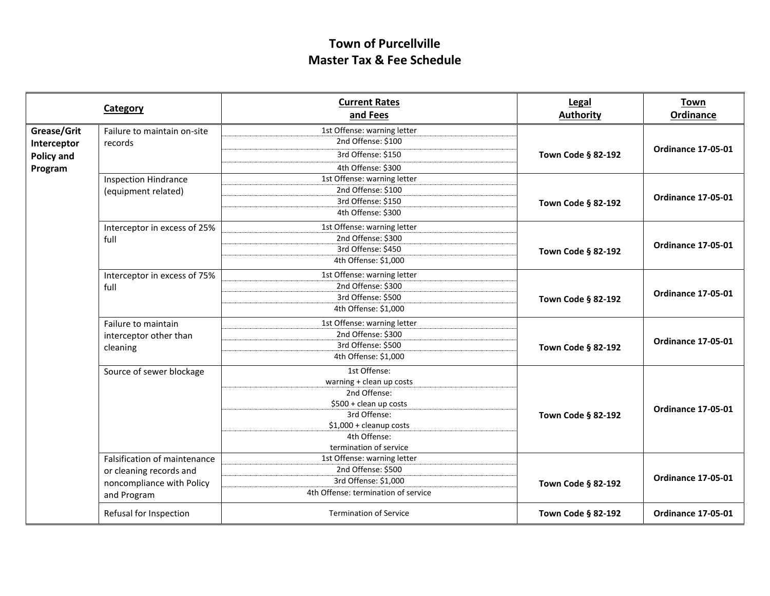# Town of Purcellville
# Master Tax & Fee Schedule

| Category | | Current Rates and Fees | Legal Authority | Town Ordinance |
|---|---|---|---|---|
| Grease/Grit Interceptor Policy and Program | Failure to maintain on-site records | 1st Offense: warning letter<br>2nd Offense: $100<br>3rd Offense: $150<br>4th Offense: $300 | Town Code § 82-192 | Ordinance 17-05-01 |
| | Inspection Hindrance (equipment related) | 1st Offense: warning letter<br>2nd Offense: $100<br>3rd Offense: $150<br>4th Offense: $300 | Town Code § 82-192 | Ordinance 17-05-01 |
| | Interceptor in excess of 25% full | 1st Offense: warning letter<br>2nd Offense: $300<br>3rd Offense: $450<br>4th Offense: $1,000 | Town Code § 82-192 | Ordinance 17-05-01 |
| | Interceptor in excess of 75% full | 1st Offense: warning letter<br>2nd Offense: $300<br>3rd Offense: $500<br>4th Offense: $1,000 | Town Code § 82-192 | Ordinance 17-05-01 |
| | Failure to maintain interceptor other than cleaning | 1st Offense: warning letter<br>2nd Offense: $300<br>3rd Offense: $500<br>4th Offense: $1,000 | Town Code § 82-192 | Ordinance 17-05-01 |
| | Source of sewer blockage | 1st Offense: warning + clean up costs<br>2nd Offense: $500 + clean up costs<br>3rd Offense: $1,000 + cleanup costs<br>4th Offense: termination of service | Town Code § 82-192 | Ordinance 17-05-01 |
| | Falsification of maintenance or cleaning records and noncompliance with Policy and Program | 1st Offense: warning letter<br>2nd Offense: $500<br>3rd Offense: $1,000<br>4th Offense: termination of service | Town Code § 82-192 | Ordinance 17-05-01 |
| | Refusal for Inspection | Termination of Service | Town Code § 82-192 | Ordinance 17-05-01 |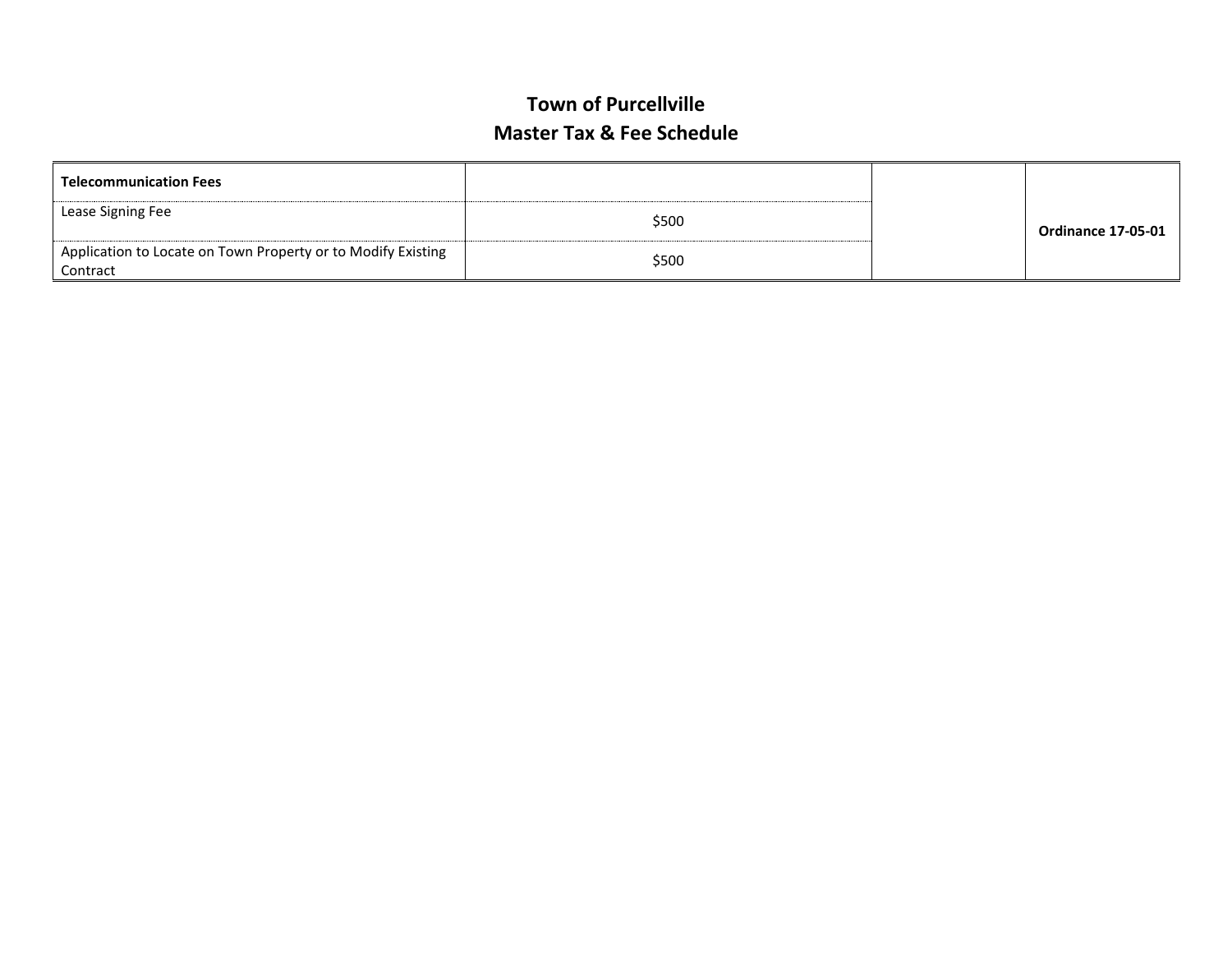# Town of Purcellville
## Master Tax & Fee Schedule

| | | | |
|---|---|---|---|
| **Telecommunication Fees** | | | **Ordinance 17-05-01** |
| Lease Signing Fee | $500 | | |
| Application to Locate on Town Property or to Modify Existing Contract | $500 | | |